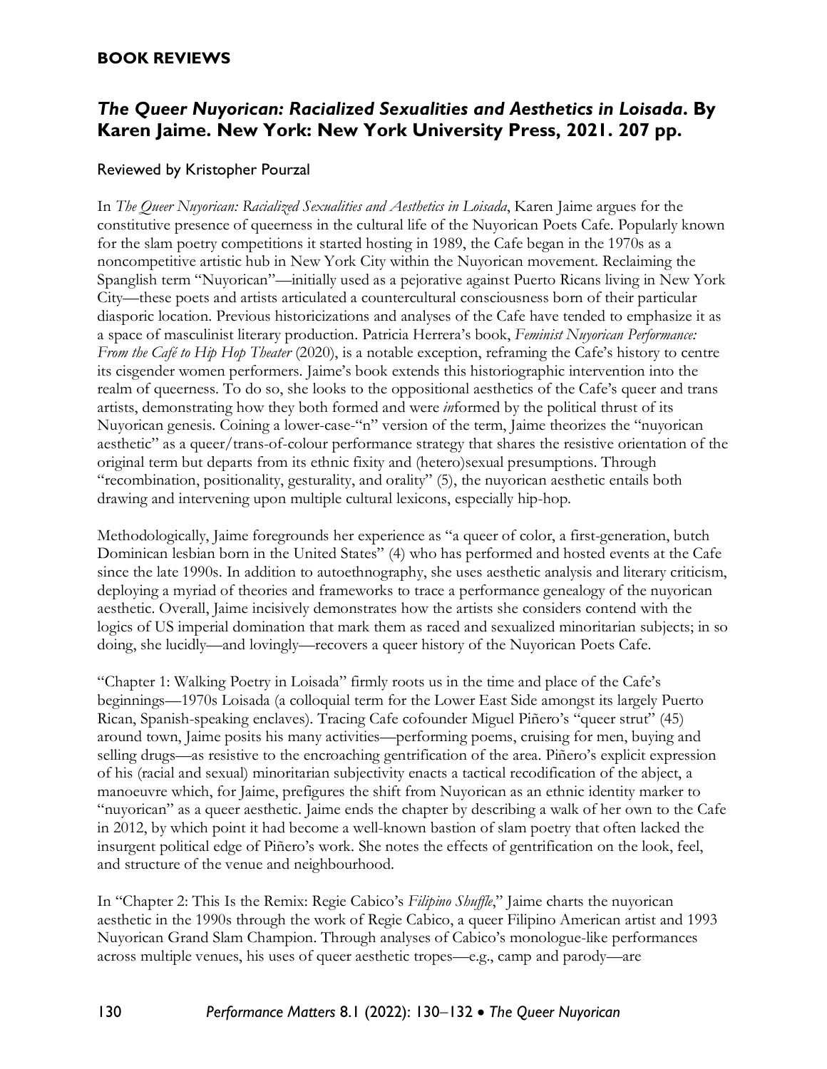**BOOK REVIEWS**

## *The Queer Nuyorican: Racialized Sexualities and Aesthetics in Loisada*. By Karen Jaime. New York: New York University Press, 2021. 207 pp.

Reviewed by Kristopher Pourzal

In *The Queer Nuyorican: Racialized Sexualities and Aesthetics in Loisada*, Karen Jaime argues for the constitutive presence of queerness in the cultural life of the Nuyorican Poets Cafe. Popularly known for the slam poetry competitions it started hosting in 1989, the Cafe began in the 1970s as a noncompetitive artistic hub in New York City within the Nuyorican movement. Reclaiming the Spanglish term "Nuyorican"—initially used as a pejorative against Puerto Ricans living in New York City—these poets and artists articulated a countercultural consciousness born of their particular diasporic location. Previous historicizations and analyses of the Cafe have tended to emphasize it as a space of masculinist literary production. Patricia Herrera's book, *Feminist Nuyorican Performance: From the Café to Hip Hop Theater* (2020), is a notable exception, reframing the Cafe's history to centre its cisgender women performers. Jaime's book extends this historiographic intervention into the realm of queerness. To do so, she looks to the oppositional aesthetics of the Cafe's queer and trans artists, demonstrating how they both formed and were *in*formed by the political thrust of its Nuyorican genesis. Coining a lower-case-"n" version of the term, Jaime theorizes the "nuyorican aesthetic" as a queer/trans-of-colour performance strategy that shares the resistive orientation of the original term but departs from its ethnic fixity and (hetero)sexual presumptions. Through "recombination, positionality, gesturality, and orality" (5), the nuyorican aesthetic entails both drawing and intervening upon multiple cultural lexicons, especially hip-hop.

Methodologically, Jaime foregrounds her experience as "a queer of color, a first-generation, butch Dominican lesbian born in the United States" (4) who has performed and hosted events at the Cafe since the late 1990s. In addition to autoethnography, she uses aesthetic analysis and literary criticism, deploying a myriad of theories and frameworks to trace a performance genealogy of the nuyorican aesthetic. Overall, Jaime incisively demonstrates how the artists she considers contend with the logics of US imperial domination that mark them as raced and sexualized minoritarian subjects; in so doing, she lucidly—and lovingly—recovers a queer history of the Nuyorican Poets Cafe.

"Chapter 1: Walking Poetry in Loisada" firmly roots us in the time and place of the Cafe's beginnings—1970s Loisada (a colloquial term for the Lower East Side amongst its largely Puerto Rican, Spanish-speaking enclaves). Tracing Cafe cofounder Miguel Piñero's "queer strut" (45) around town, Jaime posits his many activities—performing poems, cruising for men, buying and selling drugs—as resistive to the encroaching gentrification of the area. Piñero's explicit expression of his (racial and sexual) minoritarian subjectivity enacts a tactical recodification of the abject, a manoeuvre which, for Jaime, prefigures the shift from Nuyorican as an ethnic identity marker to "nuyorican" as a queer aesthetic. Jaime ends the chapter by describing a walk of her own to the Cafe in 2012, by which point it had become a well-known bastion of slam poetry that often lacked the insurgent political edge of Piñero's work. She notes the effects of gentrification on the look, feel, and structure of the venue and neighbourhood.

In "Chapter 2: This Is the Remix: Regie Cabico's *Filipino Shuffle*," Jaime charts the nuyorican aesthetic in the 1990s through the work of Regie Cabico, a queer Filipino American artist and 1993 Nuyorican Grand Slam Champion. Through analyses of Cabico's monologue-like performances across multiple venues, his uses of queer aesthetic tropes—e.g., camp and parody—are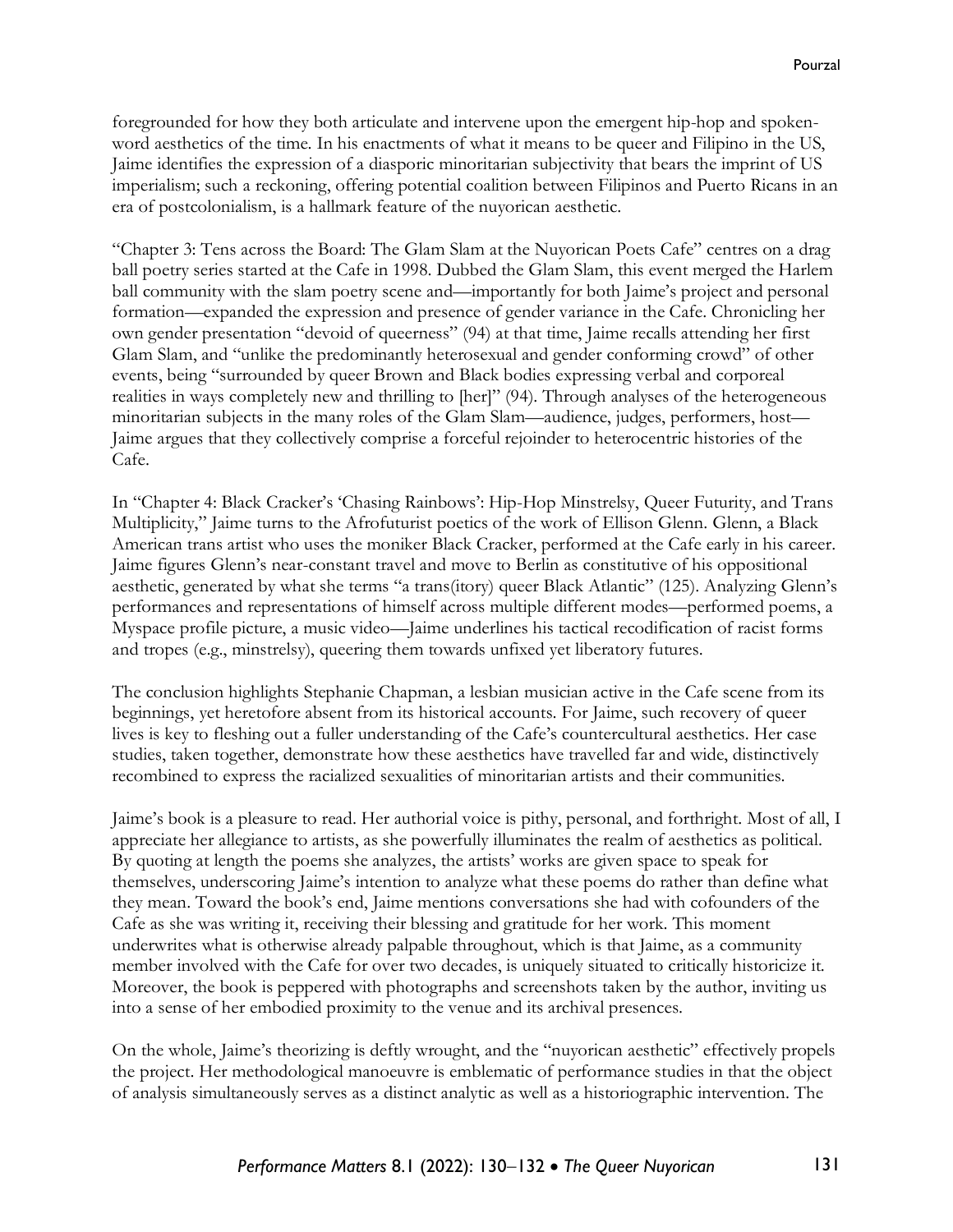foregrounded for how they both articulate and intervene upon the emergent hip-hop and spoken-word aesthetics of the time. In his enactments of what it means to be queer and Filipino in the US, Jaime identifies the expression of a diasporic minoritarian subjectivity that bears the imprint of US imperialism; such a reckoning, offering potential coalition between Filipinos and Puerto Ricans in an era of postcolonialism, is a hallmark feature of the nuyorican aesthetic.

"Chapter 3: Tens across the Board: The Glam Slam at the Nuyorican Poets Cafe" centres on a drag ball poetry series started at the Cafe in 1998. Dubbed the Glam Slam, this event merged the Harlem ball community with the slam poetry scene and—importantly for both Jaime's project and personal formation—expanded the expression and presence of gender variance in the Cafe. Chronicling her own gender presentation "devoid of queerness" (94) at that time, Jaime recalls attending her first Glam Slam, and "unlike the predominantly heterosexual and gender conforming crowd" of other events, being "surrounded by queer Brown and Black bodies expressing verbal and corporeal realities in ways completely new and thrilling to [her]" (94). Through analyses of the heterogeneous minoritarian subjects in the many roles of the Glam Slam—audience, judges, performers, host—Jaime argues that they collectively comprise a forceful rejoinder to heterocentric histories of the Cafe.

In "Chapter 4: Black Cracker's 'Chasing Rainbows': Hip-Hop Minstrelsy, Queer Futurity, and Trans Multiplicity," Jaime turns to the Afrofuturist poetics of the work of Ellison Glenn. Glenn, a Black American trans artist who uses the moniker Black Cracker, performed at the Cafe early in his career. Jaime figures Glenn's near-constant travel and move to Berlin as constitutive of his oppositional aesthetic, generated by what she terms "a trans(itory) queer Black Atlantic" (125). Analyzing Glenn's performances and representations of himself across multiple different modes—performed poems, a Myspace profile picture, a music video—Jaime underlines his tactical recodification of racist forms and tropes (e.g., minstrelsy), queering them towards unfixed yet liberatory futures.

The conclusion highlights Stephanie Chapman, a lesbian musician active in the Cafe scene from its beginnings, yet heretofore absent from its historical accounts. For Jaime, such recovery of queer lives is key to fleshing out a fuller understanding of the Cafe's countercultural aesthetics. Her case studies, taken together, demonstrate how these aesthetics have travelled far and wide, distinctively recombined to express the racialized sexualities of minoritarian artists and their communities.

Jaime's book is a pleasure to read. Her authorial voice is pithy, personal, and forthright. Most of all, I appreciate her allegiance to artists, as she powerfully illuminates the realm of aesthetics as political. By quoting at length the poems she analyzes, the artists' works are given space to speak for themselves, underscoring Jaime's intention to analyze what these poems do rather than define what they mean. Toward the book's end, Jaime mentions conversations she had with cofounders of the Cafe as she was writing it, receiving their blessing and gratitude for her work. This moment underwrites what is otherwise already palpable throughout, which is that Jaime, as a community member involved with the Cafe for over two decades, is uniquely situated to critically historicize it. Moreover, the book is peppered with photographs and screenshots taken by the author, inviting us into a sense of her embodied proximity to the venue and its archival presences.

On the whole, Jaime's theorizing is deftly wrought, and the "nuyorican aesthetic" effectively propels the project. Her methodological manoeuvre is emblematic of performance studies in that the object of analysis simultaneously serves as a distinct analytic as well as a historiographic intervention. The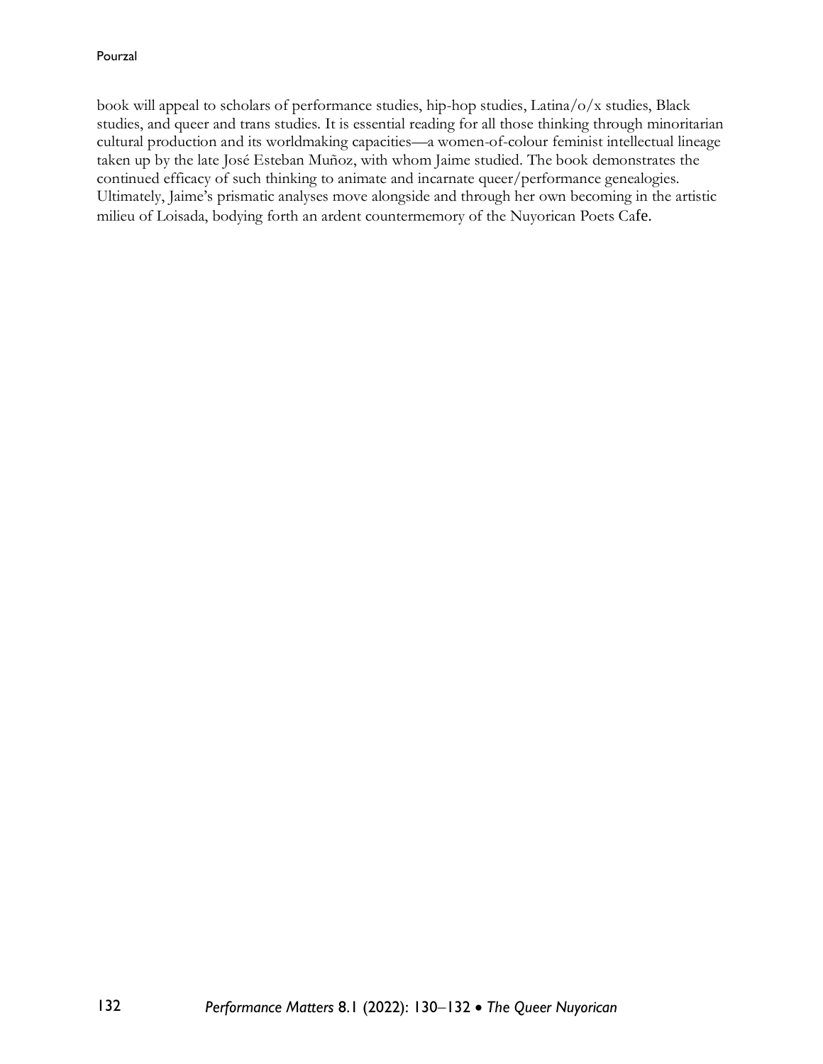book will appeal to scholars of performance studies, hip-hop studies, Latina/o/x studies, Black studies, and queer and trans studies. It is essential reading for all those thinking through minoritarian cultural production and its worldmaking capacities—a women-of-colour feminist intellectual lineage taken up by the late José Esteban Muñoz, with whom Jaime studied. The book demonstrates the continued efficacy of such thinking to animate and incarnate queer/performance genealogies. Ultimately, Jaime's prismatic analyses move alongside and through her own becoming in the artistic milieu of Loisada, bodying forth an ardent countermemory of the Nuyorican Poets Cafe.